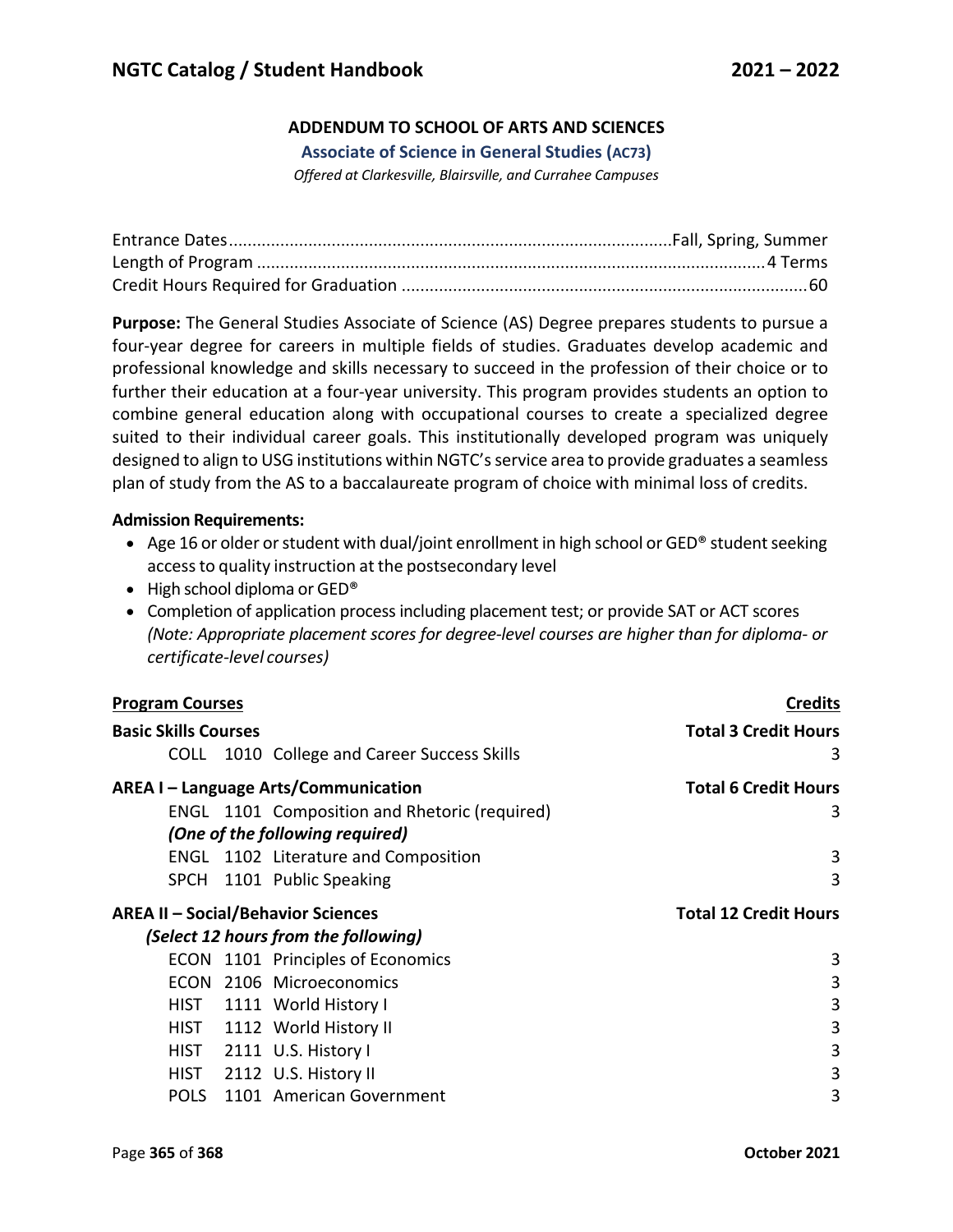## ADDENDUM TO SCHOOL OF ARTS AND SCIENCES

### Associate of Science in General Studies (AC73)

*Offered at Clarkesville, Blairsville, and Currahee Campuses*

Entrance Dates....................................................................Fall, Spring, Summer
Length of Program ....................................................................4 Terms
Credit Hours Required for Graduation ....................................................................60

**Purpose:** The General Studies Associate of Science (AS) Degree prepares students to pursue a four-year degree for careers in multiple fields of studies. Graduates develop academic and professional knowledge and skills necessary to succeed in the profession of their choice or to further their education at a four-year university. This program provides students an option to combine general education along with occupational courses to create a specialized degree suited to their individual career goals. This institutionally developed program was uniquely designed to align to USG institutions within NGTC's service area to provide graduates a seamless plan of study from the AS to a baccalaureate program of choice with minimal loss of credits.

**Admission Requirements:**

- Age 16 or older or student with dual/joint enrollment in high school or GED® student seeking access to quality instruction at the postsecondary level
- High school diploma or GED®
- Completion of application process including placement test; or provide SAT or ACT scores *(Note: Appropriate placement scores for degree-level courses are higher than for diploma- or certificate-level courses)*

| **Program Courses** | **Credits** |
|---|---|
| **Basic Skills Courses** | **Total 3 Credit Hours** |
| COLL 1010 College and Career Success Skills | 3 |
| **AREA I – Language Arts/Communication** | **Total 6 Credit Hours** |
| ENGL 1101 Composition and Rhetoric (required) | 3 |
| ***(One of the following required)*** | |
| ENGL 1102 Literature and Composition | 3 |
| SPCH 1101 Public Speaking | 3 |
| **AREA II – Social/Behavior Sciences** | **Total 12 Credit Hours** |
| ***(Select 12 hours from the following)*** | |
| ECON 1101 Principles of Economics | 3 |
| ECON 2106 Microeconomics | 3 |
| HIST 1111 World History I | 3 |
| HIST 1112 World History II | 3 |
| HIST 2111 U.S. History I | 3 |
| HIST 2112 U.S. History II | 3 |
| POLS 1101 American Government | 3 |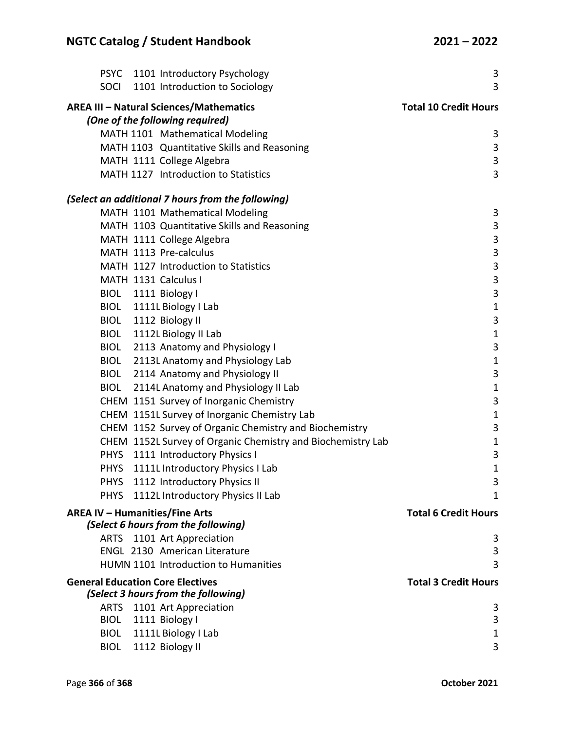| Course | Title | Credit Hours |
|---|---|---|
| PSYC 1101 | Introductory Psychology | 3 |
| SOCI 1101 | Introduction to Sociology | 3 |

**AREA III – Natural Sciences/Mathematics** — **Total 10 Credit Hours**

*(One of the following required)*

| Course | Title | Credit Hours |
|---|---|---|
| MATH 1101 | Mathematical Modeling | 3 |
| MATH 1103 | Quantitative Skills and Reasoning | 3 |
| MATH 1111 | College Algebra | 3 |
| MATH 1127 | Introduction to Statistics | 3 |

***(Select an additional 7 hours from the following)***

| Course | Title | Credit Hours |
|---|---|---|
| MATH 1101 | Mathematical Modeling | 3 |
| MATH 1103 | Quantitative Skills and Reasoning | 3 |
| MATH 1111 | College Algebra | 3 |
| MATH 1113 | Pre-calculus | 3 |
| MATH 1127 | Introduction to Statistics | 3 |
| MATH 1131 | Calculus I | 3 |
| BIOL 1111 | Biology I | 3 |
| BIOL 1111L | Biology I Lab | 1 |
| BIOL 1112 | Biology II | 3 |
| BIOL 1112L | Biology II Lab | 1 |
| BIOL 2113 | Anatomy and Physiology I | 3 |
| BIOL 2113L | Anatomy and Physiology Lab | 1 |
| BIOL 2114 | Anatomy and Physiology II | 3 |
| BIOL 2114L | Anatomy and Physiology II Lab | 1 |
| CHEM 1151 | Survey of Inorganic Chemistry | 3 |
| CHEM 1151L | Survey of Inorganic Chemistry Lab | 1 |
| CHEM 1152 | Survey of Organic Chemistry and Biochemistry | 3 |
| CHEM 1152L | Survey of Organic Chemistry and Biochemistry Lab | 1 |
| PHYS 1111 | Introductory Physics I | 3 |
| PHYS 1111L | Introductory Physics I Lab | 1 |
| PHYS 1112 | Introductory Physics II | 3 |
| PHYS 1112L | Introductory Physics II Lab | 1 |

**AREA IV – Humanities/Fine Arts** — **Total 6 Credit Hours**

*(Select 6 hours from the following)*

| Course | Title | Credit Hours |
|---|---|---|
| ARTS 1101 | Art Appreciation | 3 |
| ENGL 2130 | American Literature | 3 |
| HUMN 1101 | Introduction to Humanities | 3 |

**General Education Core Electives** — **Total 3 Credit Hours**

*(Select 3 hours from the following)*

| Course | Title | Credit Hours |
|---|---|---|
| ARTS 1101 | Art Appreciation | 3 |
| BIOL 1111 | Biology I | 3 |
| BIOL 1111L | Biology I Lab | 1 |
| BIOL 1112 | Biology II | 3 |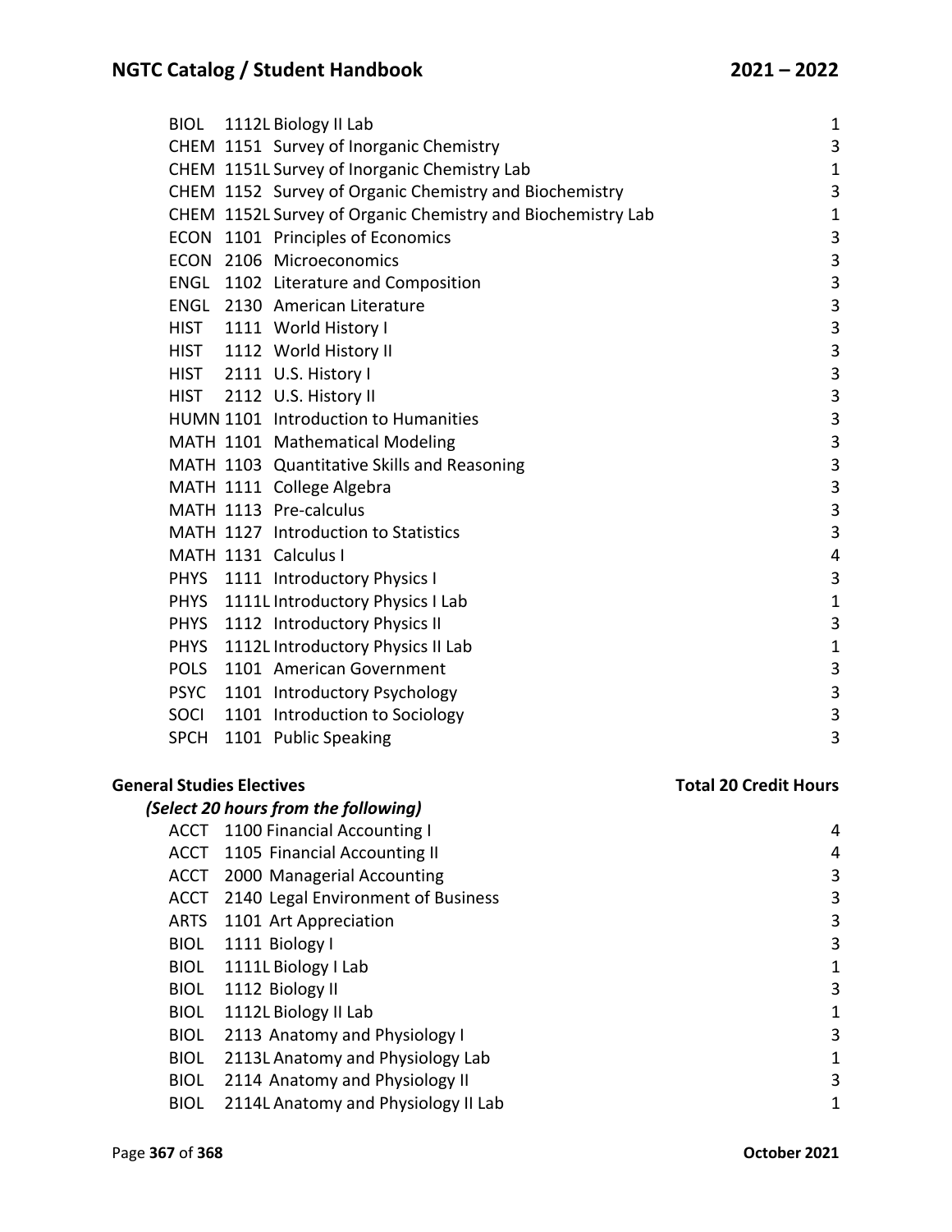| | | |
|---|---|---|
| BIOL | 1112L Biology II Lab | 1 |
| CHEM | 1151 Survey of Inorganic Chemistry | 3 |
| CHEM | 1151L Survey of Inorganic Chemistry Lab | 1 |
| CHEM | 1152 Survey of Organic Chemistry and Biochemistry | 3 |
| CHEM | 1152L Survey of Organic Chemistry and Biochemistry Lab | 1 |
| ECON | 1101 Principles of Economics | 3 |
| ECON | 2106 Microeconomics | 3 |
| ENGL | 1102 Literature and Composition | 3 |
| ENGL | 2130 American Literature | 3 |
| HIST | 1111 World History I | 3 |
| HIST | 1112 World History II | 3 |
| HIST | 2111 U.S. History I | 3 |
| HIST | 2112 U.S. History II | 3 |
| HUMN | 1101 Introduction to Humanities | 3 |
| MATH | 1101 Mathematical Modeling | 3 |
| MATH | 1103 Quantitative Skills and Reasoning | 3 |
| MATH | 1111 College Algebra | 3 |
| MATH | 1113 Pre-calculus | 3 |
| MATH | 1127 Introduction to Statistics | 3 |
| MATH | 1131 Calculus I | 4 |
| PHYS | 1111 Introductory Physics I | 3 |
| PHYS | 1111L Introductory Physics I Lab | 1 |
| PHYS | 1112 Introductory Physics II | 3 |
| PHYS | 1112L Introductory Physics II Lab | 1 |
| POLS | 1101 American Government | 3 |
| PSYC | 1101 Introductory Psychology | 3 |
| SOCI | 1101 Introduction to Sociology | 3 |
| SPCH | 1101 Public Speaking | 3 |

**General Studies Electives** **Total 20 Credit Hours**

***(Select 20 hours from the following)***

| | | |
|---|---|---|
| ACCT | 1100 Financial Accounting I | 4 |
| ACCT | 1105 Financial Accounting II | 4 |
| ACCT | 2000 Managerial Accounting | 3 |
| ACCT | 2140 Legal Environment of Business | 3 |
| ARTS | 1101 Art Appreciation | 3 |
| BIOL | 1111 Biology I | 3 |
| BIOL | 1111L Biology I Lab | 1 |
| BIOL | 1112 Biology II | 3 |
| BIOL | 1112L Biology II Lab | 1 |
| BIOL | 2113 Anatomy and Physiology I | 3 |
| BIOL | 2113L Anatomy and Physiology Lab | 1 |
| BIOL | 2114 Anatomy and Physiology II | 3 |
| BIOL | 2114L Anatomy and Physiology II Lab | 1 |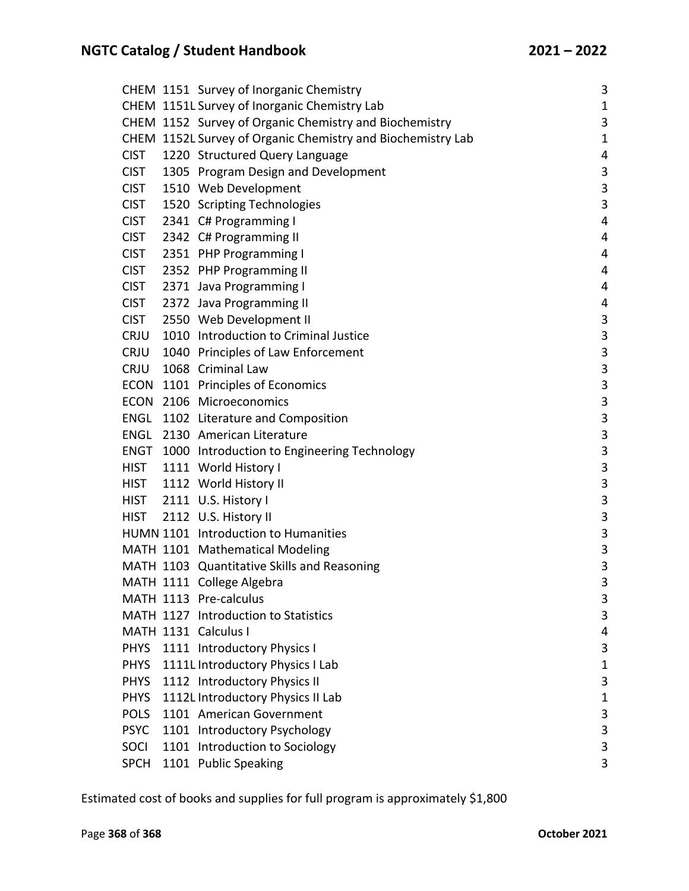| | | | |
|---|---|---|---|
| CHEM | 1151 | Survey of Inorganic Chemistry | 3 |
| CHEM | 1151L | Survey of Inorganic Chemistry Lab | 1 |
| CHEM | 1152 | Survey of Organic Chemistry and Biochemistry | 3 |
| CHEM | 1152L | Survey of Organic Chemistry and Biochemistry Lab | 1 |
| CIST | 1220 | Structured Query Language | 4 |
| CIST | 1305 | Program Design and Development | 3 |
| CIST | 1510 | Web Development | 3 |
| CIST | 1520 | Scripting Technologies | 3 |
| CIST | 2341 | C# Programming I | 4 |
| CIST | 2342 | C# Programming II | 4 |
| CIST | 2351 | PHP Programming I | 4 |
| CIST | 2352 | PHP Programming II | 4 |
| CIST | 2371 | Java Programming I | 4 |
| CIST | 2372 | Java Programming II | 4 |
| CIST | 2550 | Web Development II | 3 |
| CRJU | 1010 | Introduction to Criminal Justice | 3 |
| CRJU | 1040 | Principles of Law Enforcement | 3 |
| CRJU | 1068 | Criminal Law | 3 |
| ECON | 1101 | Principles of Economics | 3 |
| ECON | 2106 | Microeconomics | 3 |
| ENGL | 1102 | Literature and Composition | 3 |
| ENGL | 2130 | American Literature | 3 |
| ENGT | 1000 | Introduction to Engineering Technology | 3 |
| HIST | 1111 | World History I | 3 |
| HIST | 1112 | World History II | 3 |
| HIST | 2111 | U.S. History I | 3 |
| HIST | 2112 | U.S. History II | 3 |
| HUMN | 1101 | Introduction to Humanities | 3 |
| MATH | 1101 | Mathematical Modeling | 3 |
| MATH | 1103 | Quantitative Skills and Reasoning | 3 |
| MATH | 1111 | College Algebra | 3 |
| MATH | 1113 | Pre-calculus | 3 |
| MATH | 1127 | Introduction to Statistics | 3 |
| MATH | 1131 | Calculus I | 4 |
| PHYS | 1111 | Introductory Physics I | 3 |
| PHYS | 1111L | Introductory Physics I Lab | 1 |
| PHYS | 1112 | Introductory Physics II | 3 |
| PHYS | 1112L | Introductory Physics II Lab | 1 |
| POLS | 1101 | American Government | 3 |
| PSYC | 1101 | Introductory Psychology | 3 |
| SOCI | 1101 | Introduction to Sociology | 3 |
| SPCH | 1101 | Public Speaking | 3 |

Estimated cost of books and supplies for full program is approximately $1,800